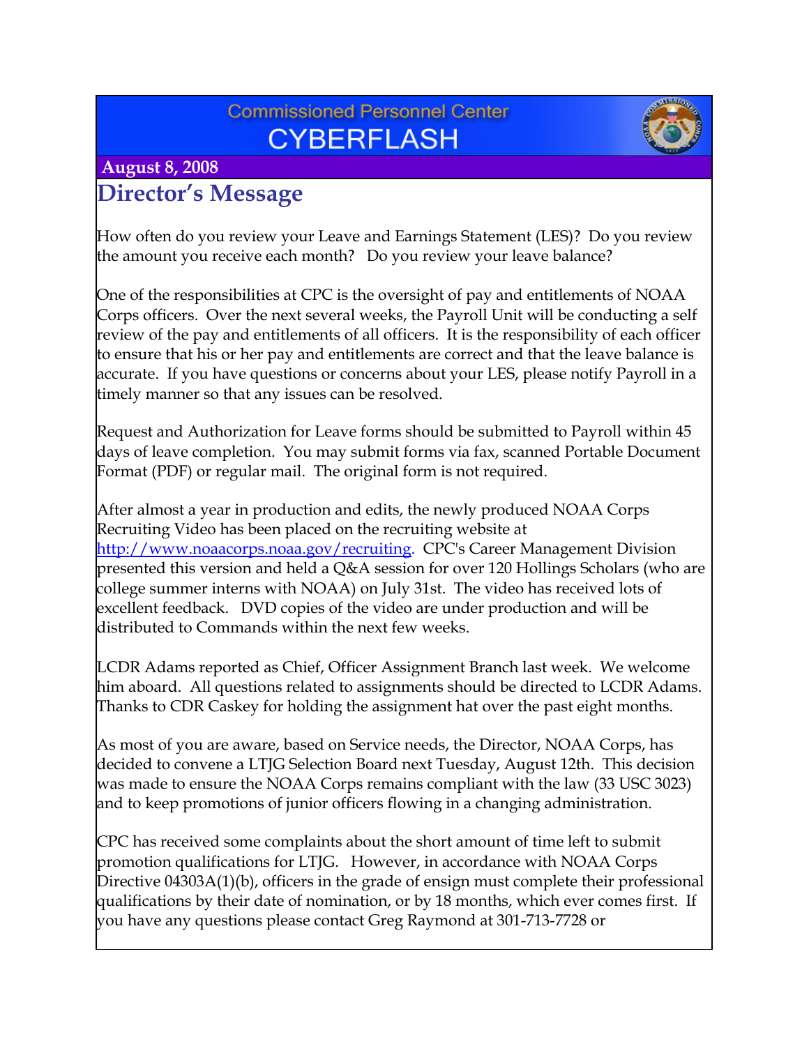Commissioned Personnel Center

# CYBERFLASH

**August 8, 2008**

## Director's Message

How often do you review your Leave and Earnings Statement (LES)? Do you review the amount you receive each month? Do you review your leave balance?

One of the responsibilities at CPC is the oversight of pay and entitlements of NOAA Corps officers. Over the next several weeks, the Payroll Unit will be conducting a self review of the pay and entitlements of all officers. It is the responsibility of each officer to ensure that his or her pay and entitlements are correct and that the leave balance is accurate. If you have questions or concerns about your LES, please notify Payroll in a timely manner so that any issues can be resolved.

Request and Authorization for Leave forms should be submitted to Payroll within 45 days of leave completion. You may submit forms via fax, scanned Portable Document Format (PDF) or regular mail. The original form is not required.

After almost a year in production and edits, the newly produced NOAA Corps Recruiting Video has been placed on the recruiting website at http://www.noaacorps.noaa.gov/recruiting. CPC's Career Management Division presented this version and held a Q&A session for over 120 Hollings Scholars (who are college summer interns with NOAA) on July 31st. The video has received lots of excellent feedback. DVD copies of the video are under production and will be distributed to Commands within the next few weeks.

LCDR Adams reported as Chief, Officer Assignment Branch last week. We welcome him aboard. All questions related to assignments should be directed to LCDR Adams. Thanks to CDR Caskey for holding the assignment hat over the past eight months.

As most of you are aware, based on Service needs, the Director, NOAA Corps, has decided to convene a LTJG Selection Board next Tuesday, August 12th. This decision was made to ensure the NOAA Corps remains compliant with the law (33 USC 3023) and to keep promotions of junior officers flowing in a changing administration.

CPC has received some complaints about the short amount of time left to submit promotion qualifications for LTJG. However, in accordance with NOAA Corps Directive 04303A(1)(b), officers in the grade of ensign must complete their professional qualifications by their date of nomination, or by 18 months, which ever comes first. If you have any questions please contact Greg Raymond at 301-713-7728 or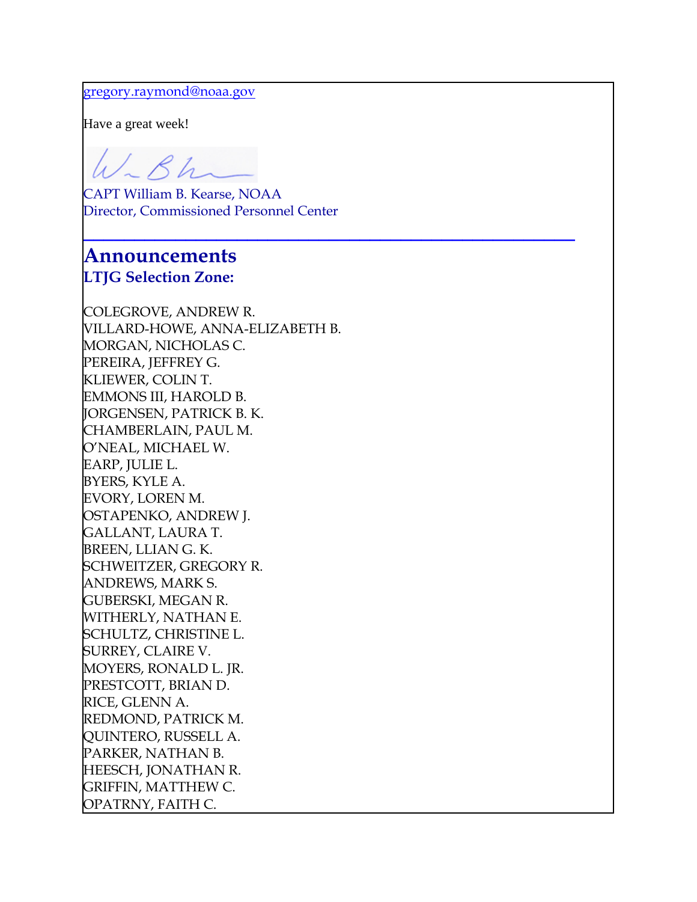gregory.raymond@noaa.gov

Have a great week!

CAPT William B. Kearse, NOAA
Director, Commissioned Personnel Center

---

# Announcements

### LTJG Selection Zone:

COLEGROVE, ANDREW R.
VILLARD-HOWE, ANNA-ELIZABETH B.
MORGAN, NICHOLAS C.
PEREIRA, JEFFREY G.
KLIEWER, COLIN T.
EMMONS III, HAROLD B.
JORGENSEN, PATRICK B. K.
CHAMBERLAIN, PAUL M.
O'NEAL, MICHAEL W.
EARP, JULIE L.
BYERS, KYLE A.
EVORY, LOREN M.
OSTAPENKO, ANDREW J.
GALLANT, LAURA T.
BREEN, LLIAN G. K.
SCHWEITZER, GREGORY R.
ANDREWS, MARK S.
GUBERSKI, MEGAN R.
WITHERLY, NATHAN E.
SCHULTZ, CHRISTINE L.
SURREY, CLAIRE V.
MOYERS, RONALD L. JR.
PRESTCOTT, BRIAN D.
RICE, GLENN A.
REDMOND, PATRICK M.
QUINTERO, RUSSELL A.
PARKER, NATHAN B.
HEESCH, JONATHAN R.
GRIFFIN, MATTHEW C.
OPATRNY, FAITH C.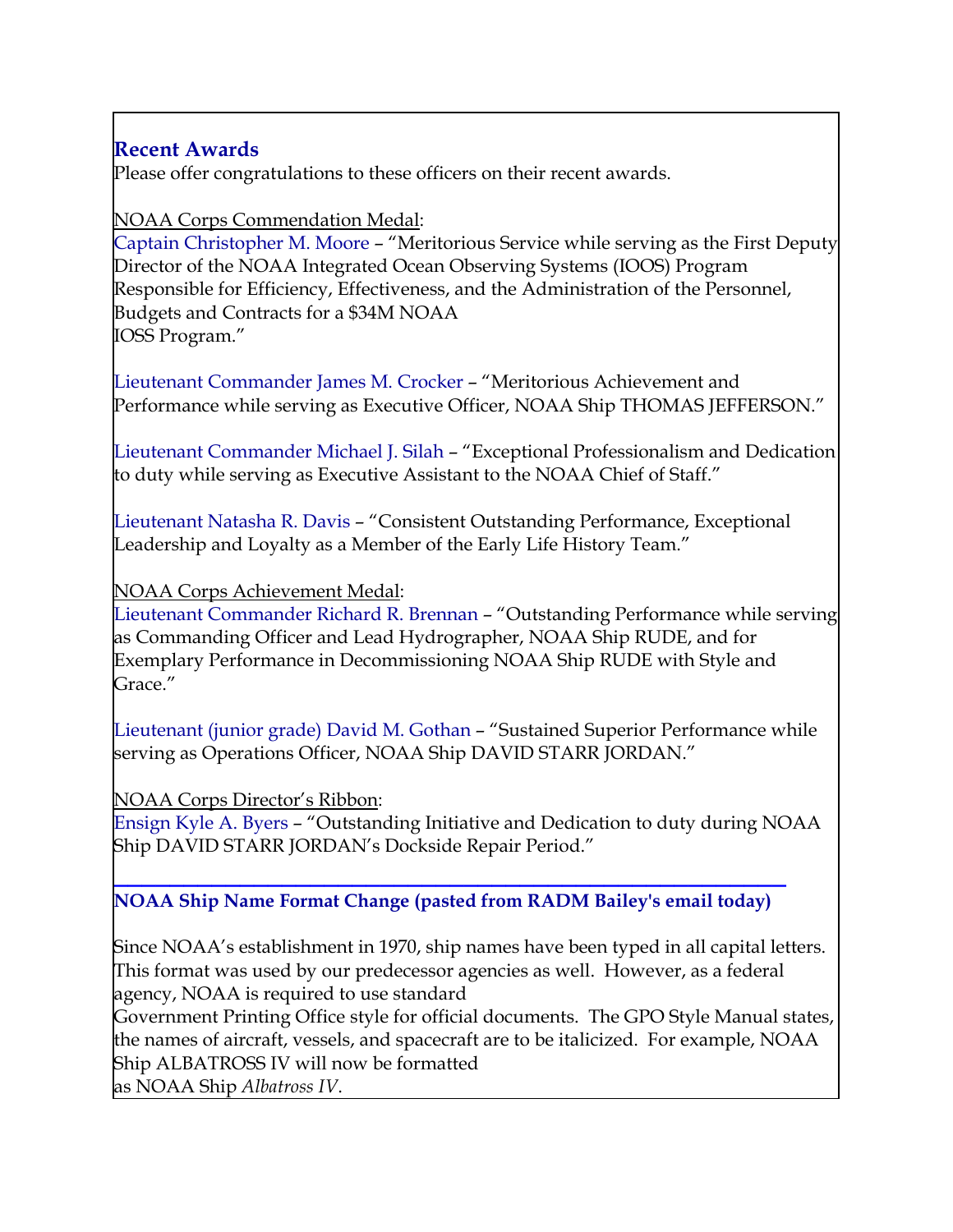## Recent Awards

Please offer congratulations to these officers on their recent awards.

NOAA Corps Commendation Medal:

Captain Christopher M. Moore – "Meritorious Service while serving as the First Deputy Director of the NOAA Integrated Ocean Observing Systems (IOOS) Program Responsible for Efficiency, Effectiveness, and the Administration of the Personnel, Budgets and Contracts for a $34M NOAA IOSS Program."

Lieutenant Commander James M. Crocker – "Meritorious Achievement and Performance while serving as Executive Officer, NOAA Ship THOMAS JEFFERSON."

Lieutenant Commander Michael J. Silah – "Exceptional Professionalism and Dedication to duty while serving as Executive Assistant to the NOAA Chief of Staff."

Lieutenant Natasha R. Davis – "Consistent Outstanding Performance, Exceptional Leadership and Loyalty as a Member of the Early Life History Team."

NOAA Corps Achievement Medal:

Lieutenant Commander Richard R. Brennan – "Outstanding Performance while serving as Commanding Officer and Lead Hydrographer, NOAA Ship RUDE, and for Exemplary Performance in Decommissioning NOAA Ship RUDE with Style and Grace."

Lieutenant (junior grade) David M. Gothan – "Sustained Superior Performance while serving as Operations Officer, NOAA Ship DAVID STARR JORDAN."

NOAA Corps Director's Ribbon:

Ensign Kyle A. Byers – "Outstanding Initiative and Dedication to duty during NOAA Ship DAVID STARR JORDAN's Dockside Repair Period."

---

## NOAA Ship Name Format Change (pasted from RADM Bailey's email today)

Since NOAA's establishment in 1970, ship names have been typed in all capital letters. This format was used by our predecessor agencies as well. However, as a federal agency, NOAA is required to use standard Government Printing Office style for official documents. The GPO Style Manual states, the names of aircraft, vessels, and spacecraft are to be italicized. For example, NOAA Ship ALBATROSS IV will now be formatted as NOAA Ship *Albatross IV*.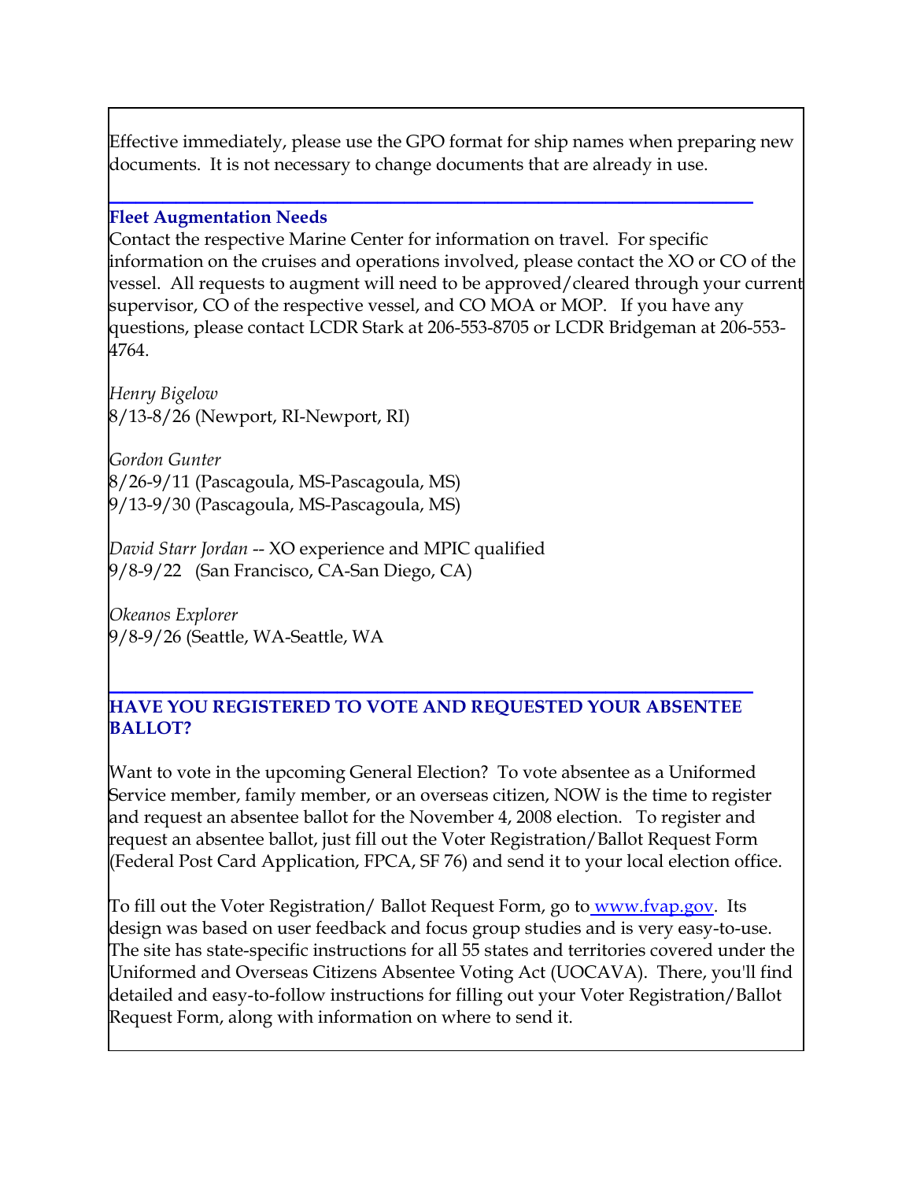Effective immediately, please use the GPO format for ship names when preparing new documents. It is not necessary to change documents that are already in use.

---

**Fleet Augmentation Needs**

Contact the respective Marine Center for information on travel. For specific information on the cruises and operations involved, please contact the XO or CO of the vessel. All requests to augment will need to be approved/cleared through your current supervisor, CO of the respective vessel, and CO MOA or MOP. If you have any questions, please contact LCDR Stark at 206-553-8705 or LCDR Bridgeman at 206-553-4764.

*Henry Bigelow*
8/13-8/26 (Newport, RI-Newport, RI)

*Gordon Gunter*
8/26-9/11 (Pascagoula, MS-Pascagoula, MS)
9/13-9/30 (Pascagoula, MS-Pascagoula, MS)

*David Starr Jordan* -- XO experience and MPIC qualified
9/8-9/22 (San Francisco, CA-San Diego, CA)

*Okeanos Explorer*
9/8-9/26 (Seattle, WA-Seattle, WA

---

**HAVE YOU REGISTERED TO VOTE AND REQUESTED YOUR ABSENTEE BALLOT?**

Want to vote in the upcoming General Election? To vote absentee as a Uniformed Service member, family member, or an overseas citizen, NOW is the time to register and request an absentee ballot for the November 4, 2008 election. To register and request an absentee ballot, just fill out the Voter Registration/Ballot Request Form (Federal Post Card Application, FPCA, SF 76) and send it to your local election office.

To fill out the Voter Registration/ Ballot Request Form, go to [www.fvap.gov](http://www.fvap.gov). Its design was based on user feedback and focus group studies and is very easy-to-use. The site has state-specific instructions for all 55 states and territories covered under the Uniformed and Overseas Citizens Absentee Voting Act (UOCAVA). There, you'll find detailed and easy-to-follow instructions for filling out your Voter Registration/Ballot Request Form, along with information on where to send it.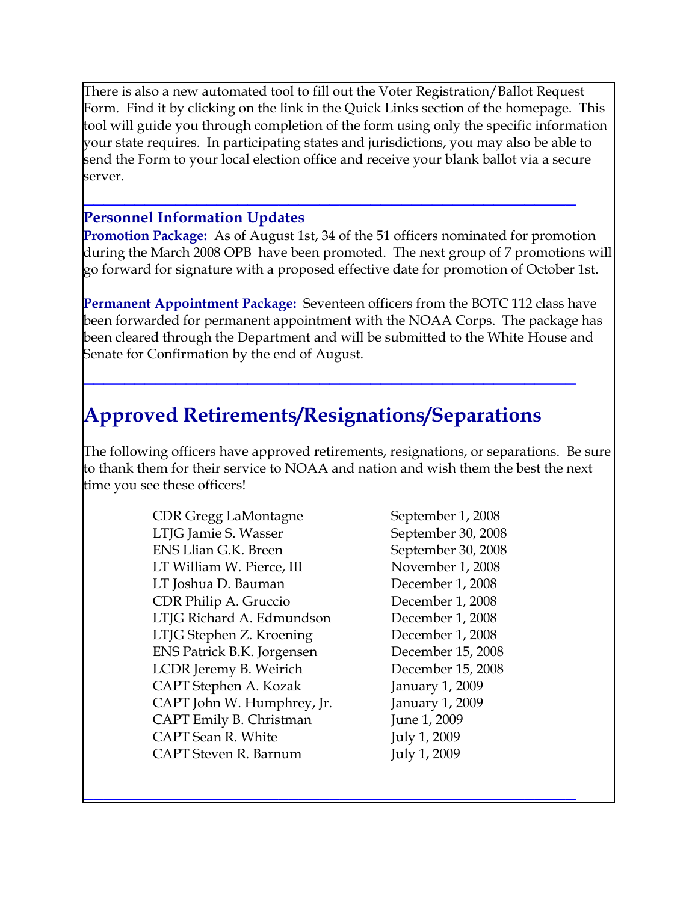There is also a new automated tool to fill out the Voter Registration/Ballot Request Form. Find it by clicking on the link in the Quick Links section of the homepage. This tool will guide you through completion of the form using only the specific information your state requires. In participating states and jurisdictions, you may also be able to send the Form to your local election office and receive your blank ballot via a secure server.

---

### Personnel Information Updates

**Promotion Package:** As of August 1st, 34 of the 51 officers nominated for promotion during the March 2008 OPB have been promoted. The next group of 7 promotions will go forward for signature with a proposed effective date for promotion of October 1st.

**Permanent Appointment Package:** Seventeen officers from the BOTC 112 class have been forwarded for permanent appointment with the NOAA Corps. The package has been cleared through the Department and will be submitted to the White House and Senate for Confirmation by the end of August.

---

## Approved Retirements/Resignations/Separations

The following officers have approved retirements, resignations, or separations. Be sure to thank them for their service to NOAA and nation and wish them the best the next time you see these officers!

| | |
|---|---|
| CDR Gregg LaMontagne | September 1, 2008 |
| LTJG Jamie S. Wasser | September 30, 2008 |
| ENS Llian G.K. Breen | September 30, 2008 |
| LT William W. Pierce, III | November 1, 2008 |
| LT Joshua D. Bauman | December 1, 2008 |
| CDR Philip A. Gruccio | December 1, 2008 |
| LTJG Richard A. Edmundson | December 1, 2008 |
| LTJG Stephen Z. Kroening | December 1, 2008 |
| ENS Patrick B.K. Jorgensen | December 15, 2008 |
| LCDR Jeremy B. Weirich | December 15, 2008 |
| CAPT Stephen A. Kozak | January 1, 2009 |
| CAPT John W. Humphrey, Jr. | January 1, 2009 |
| CAPT Emily B. Christman | June 1, 2009 |
| CAPT Sean R. White | July 1, 2009 |
| CAPT Steven R. Barnum | July 1, 2009 |

---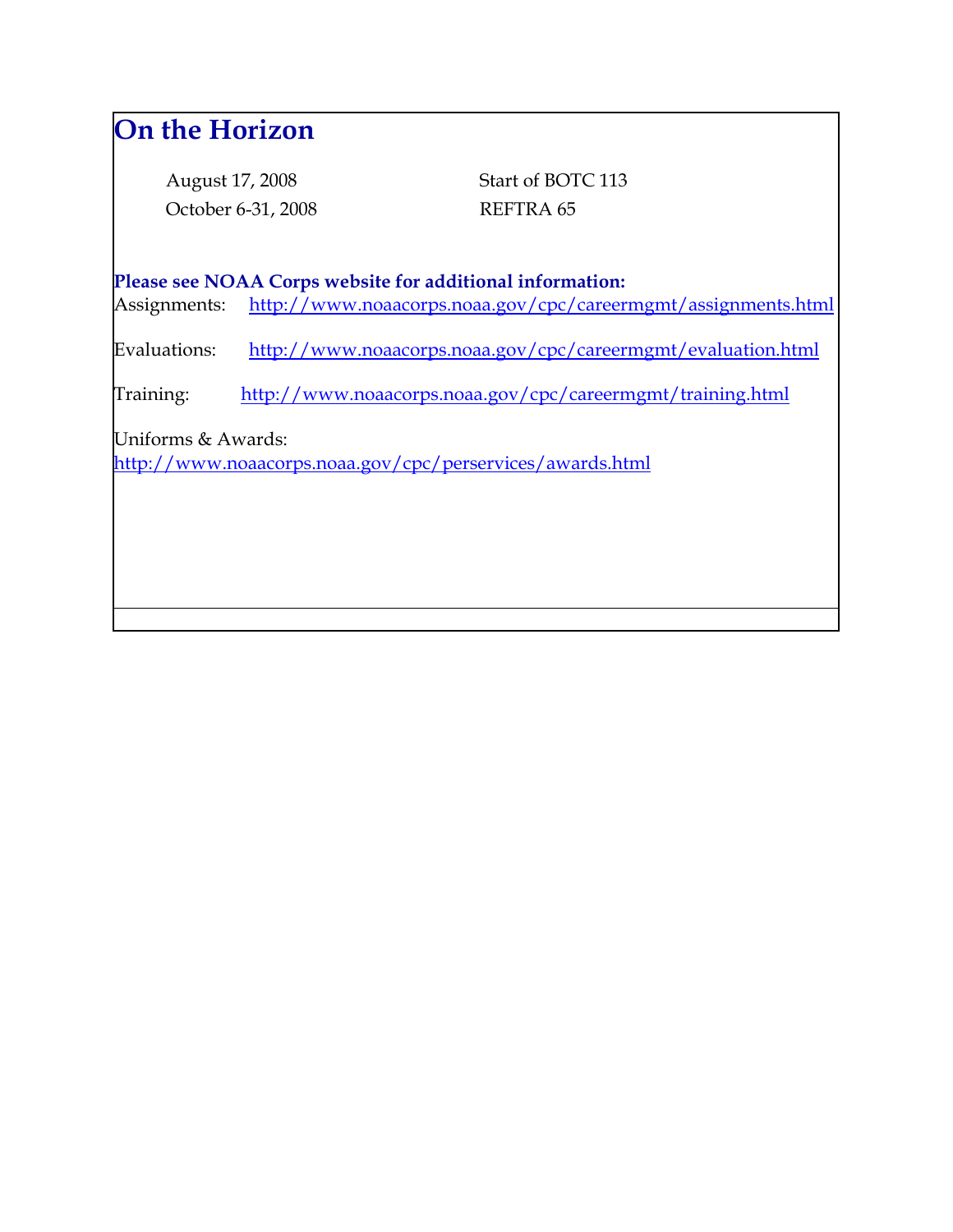## On the Horizon

| | |
|---|---|
| August 17, 2008 | Start of BOTC 113 |
| October 6-31, 2008 | REFTRA 65 |

**Please see NOAA Corps website for additional information:**

Assignments: http://www.noaacorps.noaa.gov/cpc/careermgmt/assignments.html

Evaluations: http://www.noaacorps.noaa.gov/cpc/careermgmt/evaluation.html

Training: http://www.noaacorps.noaa.gov/cpc/careermgmt/training.html

Uniforms & Awards:
http://www.noaacorps.noaa.gov/cpc/perservices/awards.html